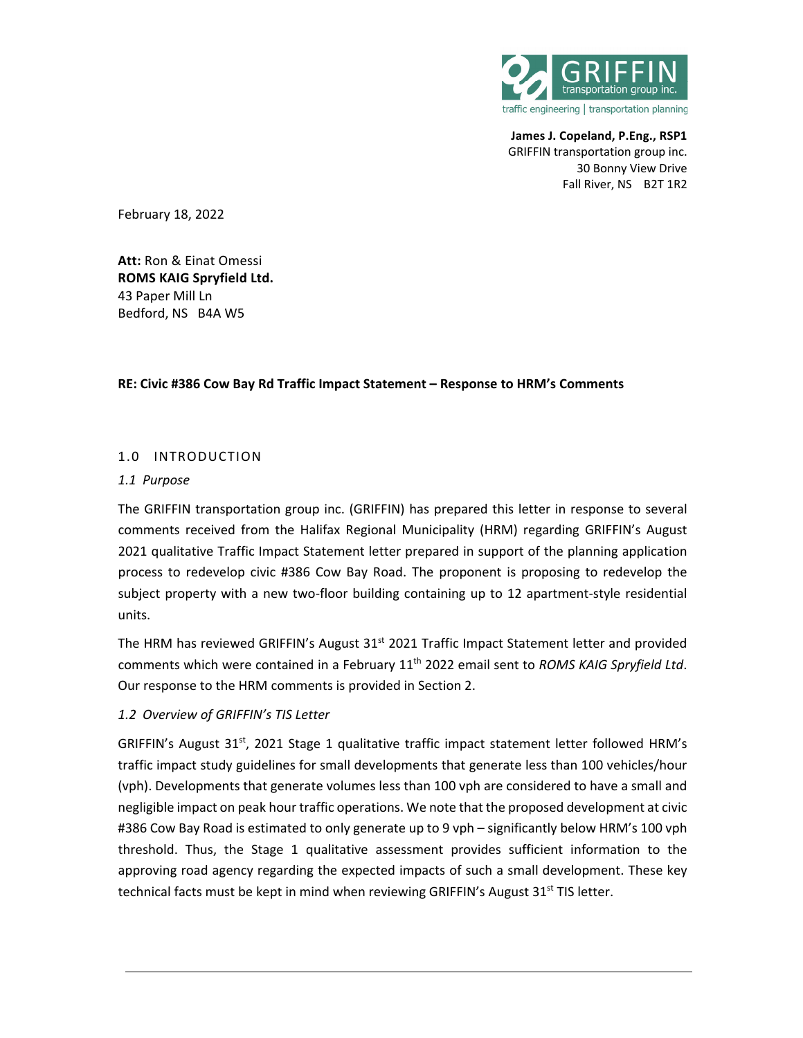GRIFFIN transportation group inc.
traffic engineering | transportation planning

**James J. Copeland, P.Eng., RSP1**
GRIFFIN transportation group inc.
30 Bonny View Drive
Fall River, NS B2T 1R2

February 18, 2022

**Att:** Ron & Einat Omessi
**ROMS KAIG Spryfield Ltd.**
43 Paper Mill Ln
Bedford, NS B4A W5

**RE: Civic #386 Cow Bay Rd Traffic Impact Statement – Response to HRM's Comments**

## 1.0 INTRODUCTION

### *1.1 Purpose*

The GRIFFIN transportation group inc. (GRIFFIN) has prepared this letter in response to several comments received from the Halifax Regional Municipality (HRM) regarding GRIFFIN's August 2021 qualitative Traffic Impact Statement letter prepared in support of the planning application process to redevelop civic #386 Cow Bay Road. The proponent is proposing to redevelop the subject property with a new two-floor building containing up to 12 apartment-style residential units.

The HRM has reviewed GRIFFIN's August 31st 2021 Traffic Impact Statement letter and provided comments which were contained in a February 11th 2022 email sent to *ROMS KAIG Spryfield Ltd*. Our response to the HRM comments is provided in Section 2.

### *1.2 Overview of GRIFFIN's TIS Letter*

GRIFFIN's August 31st, 2021 Stage 1 qualitative traffic impact statement letter followed HRM's traffic impact study guidelines for small developments that generate less than 100 vehicles/hour (vph). Developments that generate volumes less than 100 vph are considered to have a small and negligible impact on peak hour traffic operations. We note that the proposed development at civic #386 Cow Bay Road is estimated to only generate up to 9 vph – significantly below HRM's 100 vph threshold. Thus, the Stage 1 qualitative assessment provides sufficient information to the approving road agency regarding the expected impacts of such a small development. These key technical facts must be kept in mind when reviewing GRIFFIN's August 31st TIS letter.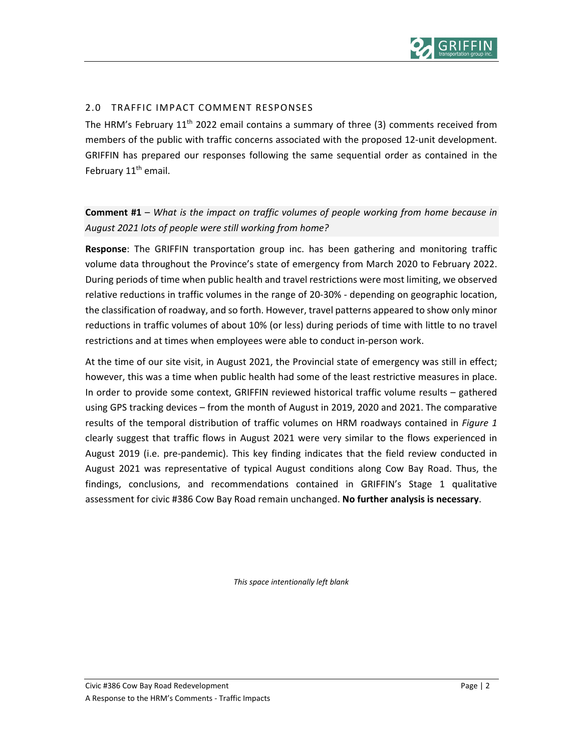## 2.0 TRAFFIC IMPACT COMMENT RESPONSES

The HRM's February 11th 2022 email contains a summary of three (3) comments received from members of the public with traffic concerns associated with the proposed 12-unit development. GRIFFIN has prepared our responses following the same sequential order as contained in the February 11th email.

**Comment #1** – *What is the impact on traffic volumes of people working from home because in August 2021 lots of people were still working from home?*

**Response**: The GRIFFIN transportation group inc. has been gathering and monitoring traffic volume data throughout the Province's state of emergency from March 2020 to February 2022. During periods of time when public health and travel restrictions were most limiting, we observed relative reductions in traffic volumes in the range of 20-30% - depending on geographic location, the classification of roadway, and so forth. However, travel patterns appeared to show only minor reductions in traffic volumes of about 10% (or less) during periods of time with little to no travel restrictions and at times when employees were able to conduct in-person work.

At the time of our site visit, in August 2021, the Provincial state of emergency was still in effect; however, this was a time when public health had some of the least restrictive measures in place. In order to provide some context, GRIFFIN reviewed historical traffic volume results – gathered using GPS tracking devices – from the month of August in 2019, 2020 and 2021. The comparative results of the temporal distribution of traffic volumes on HRM roadways contained in *Figure 1* clearly suggest that traffic flows in August 2021 were very similar to the flows experienced in August 2019 (i.e. pre-pandemic). This key finding indicates that the field review conducted in August 2021 was representative of typical August conditions along Cow Bay Road. Thus, the findings, conclusions, and recommendations contained in GRIFFIN's Stage 1 qualitative assessment for civic #386 Cow Bay Road remain unchanged. **No further analysis is necessary**.

*This space intentionally left blank*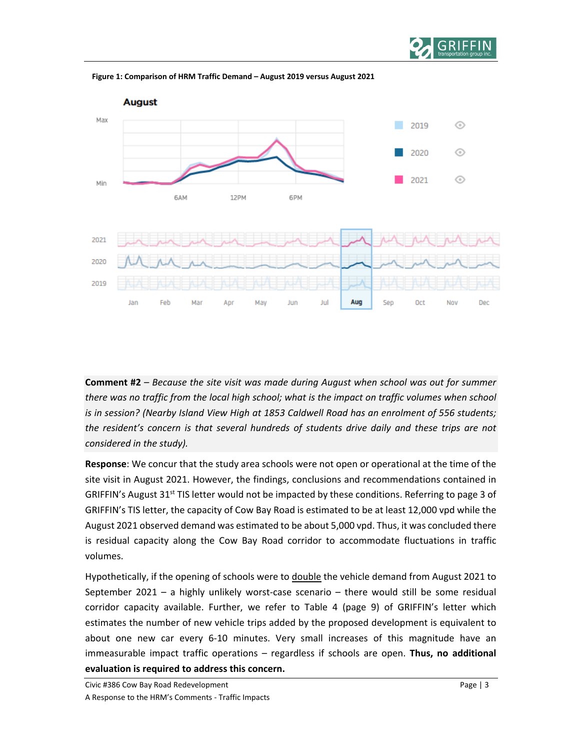**Figure 1: Comparison of HRM Traffic Demand – August 2019 versus August 2021**

**Comment #2** – *Because the site visit was made during August when school was out for summer there was no traffic from the local high school; what is the impact on traffic volumes when school is in session? (Nearby Island View High at 1853 Caldwell Road has an enrolment of 556 students; the resident's concern is that several hundreds of students drive daily and these trips are not considered in the study).*

**Response**: We concur that the study area schools were not open or operational at the time of the site visit in August 2021. However, the findings, conclusions and recommendations contained in GRIFFIN's August 31st TIS letter would not be impacted by these conditions. Referring to page 3 of GRIFFIN's TIS letter, the capacity of Cow Bay Road is estimated to be at least 12,000 vpd while the August 2021 observed demand was estimated to be about 5,000 vpd. Thus, it was concluded there is residual capacity along the Cow Bay Road corridor to accommodate fluctuations in traffic volumes.

Hypothetically, if the opening of schools were to double the vehicle demand from August 2021 to September 2021 – a highly unlikely worst-case scenario – there would still be some residual corridor capacity available. Further, we refer to Table 4 (page 9) of GRIFFIN's letter which estimates the number of new vehicle trips added by the proposed development is equivalent to about one new car every 6-10 minutes. Very small increases of this magnitude have an immeasurable impact traffic operations – regardless if schools are open. **Thus, no additional evaluation is required to address this concern.**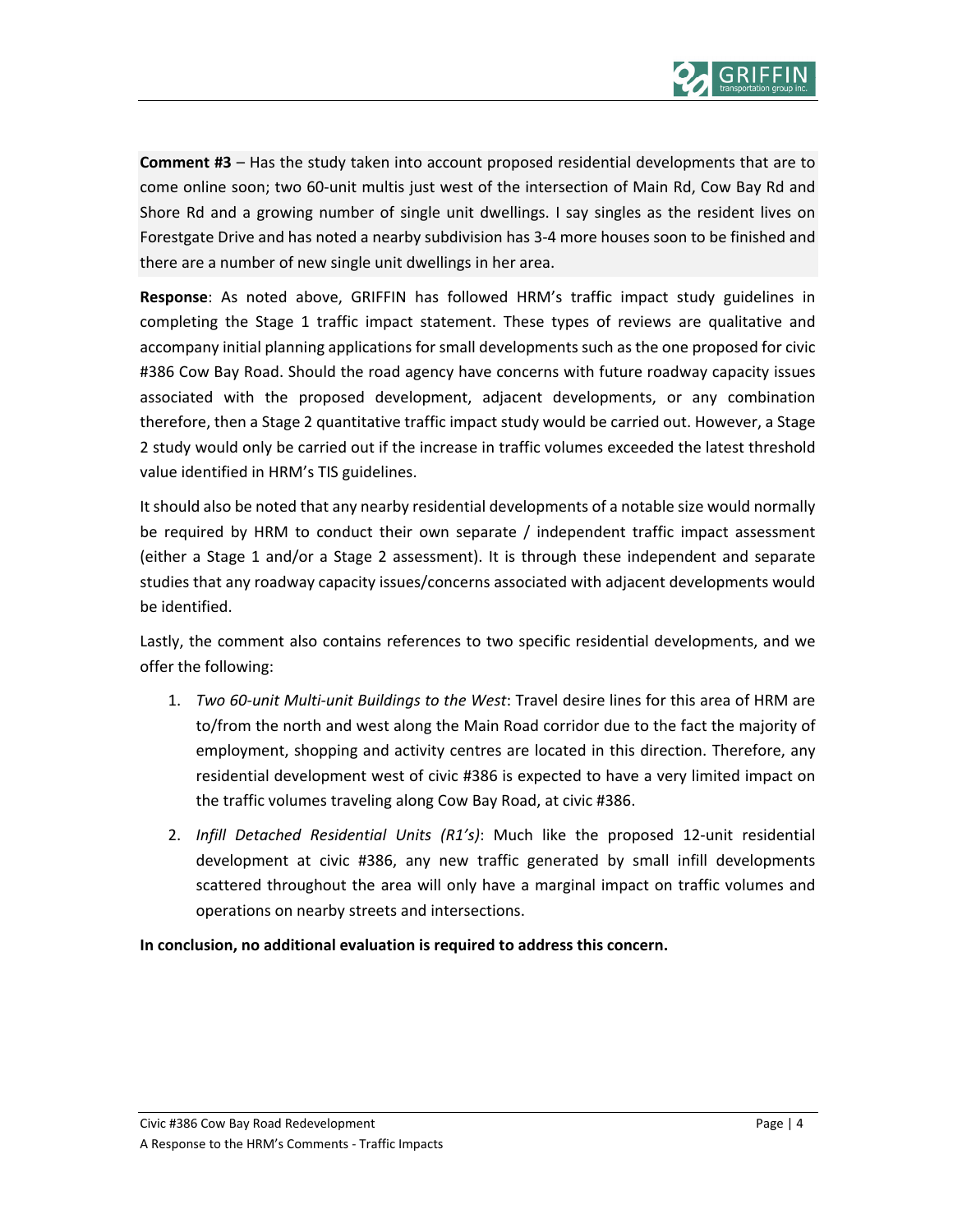**Comment #3** – Has the study taken into account proposed residential developments that are to come online soon; two 60-unit multis just west of the intersection of Main Rd, Cow Bay Rd and Shore Rd and a growing number of single unit dwellings. I say singles as the resident lives on Forestgate Drive and has noted a nearby subdivision has 3-4 more houses soon to be finished and there are a number of new single unit dwellings in her area.

**Response**: As noted above, GRIFFIN has followed HRM's traffic impact study guidelines in completing the Stage 1 traffic impact statement. These types of reviews are qualitative and accompany initial planning applications for small developments such as the one proposed for civic #386 Cow Bay Road. Should the road agency have concerns with future roadway capacity issues associated with the proposed development, adjacent developments, or any combination therefore, then a Stage 2 quantitative traffic impact study would be carried out. However, a Stage 2 study would only be carried out if the increase in traffic volumes exceeded the latest threshold value identified in HRM's TIS guidelines.

It should also be noted that any nearby residential developments of a notable size would normally be required by HRM to conduct their own separate / independent traffic impact assessment (either a Stage 1 and/or a Stage 2 assessment). It is through these independent and separate studies that any roadway capacity issues/concerns associated with adjacent developments would be identified.

Lastly, the comment also contains references to two specific residential developments, and we offer the following:

1. *Two 60-unit Multi-unit Buildings to the West*: Travel desire lines for this area of HRM are to/from the north and west along the Main Road corridor due to the fact the majority of employment, shopping and activity centres are located in this direction. Therefore, any residential development west of civic #386 is expected to have a very limited impact on the traffic volumes traveling along Cow Bay Road, at civic #386.
2. *Infill Detached Residential Units (R1's)*: Much like the proposed 12-unit residential development at civic #386, any new traffic generated by small infill developments scattered throughout the area will only have a marginal impact on traffic volumes and operations on nearby streets and intersections.

**In conclusion, no additional evaluation is required to address this concern.**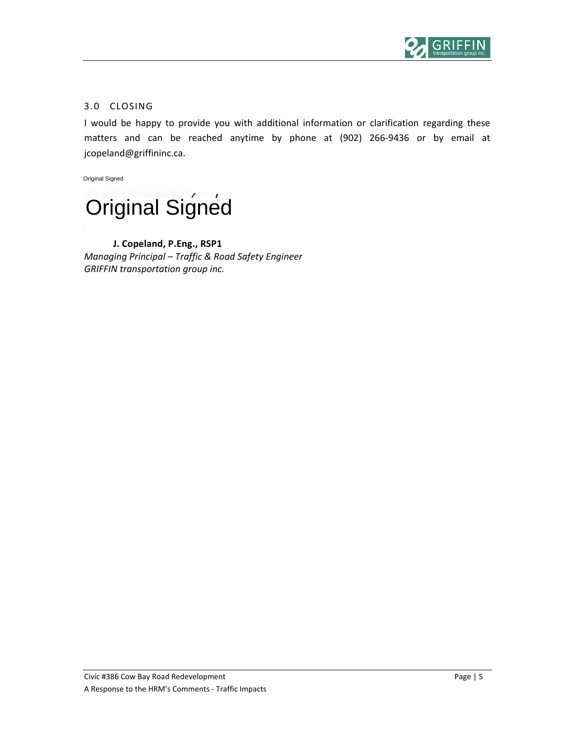## 3.0 CLOSING

I would be happy to provide you with additional information or clarification regarding these matters and can be reached anytime by phone at (902) 266-9436 or by email at jcopeland@griffininc.ca.

Original Signed

Original Signed

**J. Copeland, P.Eng., RSP1**
*Managing Principal – Traffic & Road Safety Engineer*
*GRIFFIN transportation group inc.*